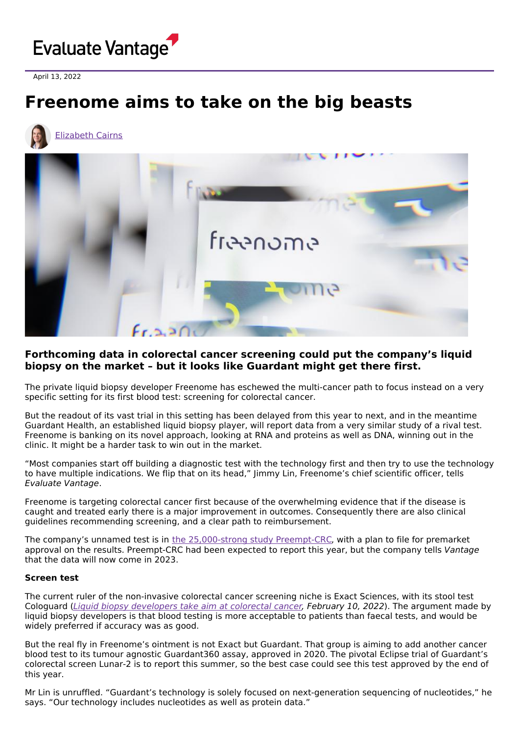April 13, 2022

# Freenome aims to take on the big beasts

Elizabeth Cairns

### Forthcoming data in colorectal cancer screening could put the company's liquid biopsy on the market – but it looks like Guardant might get there first.

The private liquid biopsy developer Freenome has eschewed the multi-cancer path to focus instead on a very specific setting for its first blood test: screening for colorectal cancer.

But the readout of its vast trial in this setting has been delayed from this year to next, and in the meantime Guardant Health, an established liquid biopsy player, will report data from a very similar study of a rival test. Freenome is banking on its novel approach, looking at RNA and proteins as well as DNA, winning out in the clinic. It might be a harder task to win out in the market.

"Most companies start off building a diagnostic test with the technology first and then try to use the technology to have multiple indications. We flip that on its head," Jimmy Lin, Freenome's chief scientific officer, tells *Evaluate Vantage*.

Freenome is targeting colorectal cancer first because of the overwhelming evidence that if the disease is caught and treated early there is a major improvement in outcomes. Consequently there are also clinical guidelines recommending screening, and a clear path to reimbursement.

The company's unnamed test is in the 25,000-strong study Preempt-CRC, with a plan to file for premarket approval on the results. Preempt-CRC had been expected to report this year, but the company tells *Vantage* that the data will now come in 2023.

**Screen test**

The current ruler of the non-invasive colorectal cancer screening niche is Exact Sciences, with its stool test Cologuard (*Liquid biopsy developers take aim at colorectal cancer, February 10, 2022*). The argument made by liquid biopsy developers is that blood testing is more acceptable to patients than faecal tests, and would be widely preferred if accuracy was as good.

But the real fly in Freenome's ointment is not Exact but Guardant. That group is aiming to add another cancer blood test to its tumour agnostic Guardant360 assay, approved in 2020. The pivotal Eclipse trial of Guardant's colorectal screen Lunar-2 is to report this summer, so the best case could see this test approved by the end of this year.

Mr Lin is unruffled. "Guardant's technology is solely focused on next-generation sequencing of nucleotides," he says. "Our technology includes nucleotides as well as protein data."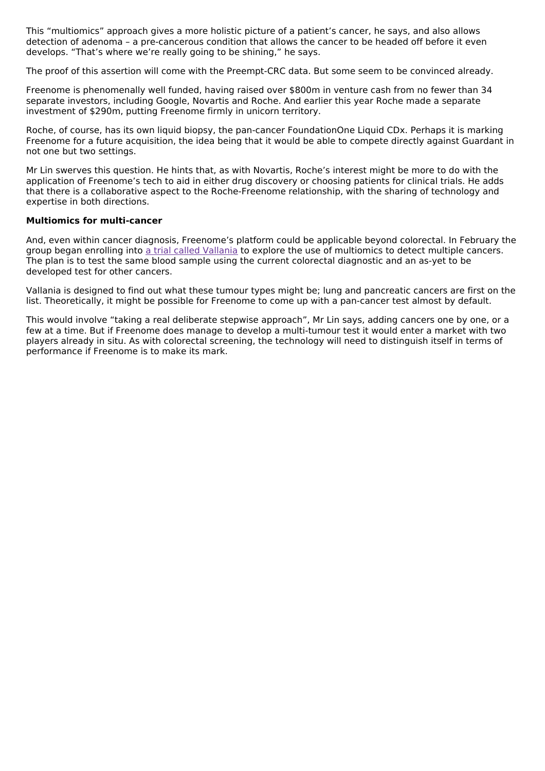This “multiomics” approach gives a more holistic picture of a patient’s cancer, he says, and also allows detection of adenoma – a pre-cancerous condition that allows the cancer to be headed off before it even develops. “That’s where we’re really going to be shining,” he says.

The proof of this assertion will come with the Preempt-CRC data. But some seem to be convinced already.

Freenome is phenomenally well funded, having raised over $800m in venture cash from no fewer than 34 separate investors, including Google, Novartis and Roche. And earlier this year Roche made a separate investment of $290m, putting Freenome firmly in unicorn territory.

Roche, of course, has its own liquid biopsy, the pan-cancer FoundationOne Liquid CDx. Perhaps it is marking Freenome for a future acquisition, the idea being that it would be able to compete directly against Guardant in not one but two settings.

Mr Lin swerves this question. He hints that, as with Novartis, Roche’s interest might be more to do with the application of Freenome’s tech to aid in either drug discovery or choosing patients for clinical trials. He adds that there is a collaborative aspect to the Roche-Freenome relationship, with the sharing of technology and expertise in both directions.

**Multiomics for multi-cancer**

And, even within cancer diagnosis, Freenome’s platform could be applicable beyond colorectal. In February the group began enrolling into a trial called Vallania to explore the use of multiomics to detect multiple cancers. The plan is to test the same blood sample using the current colorectal diagnostic and an as-yet to be developed test for other cancers.

Vallania is designed to find out what these tumour types might be; lung and pancreatic cancers are first on the list. Theoretically, it might be possible for Freenome to come up with a pan-cancer test almost by default.

This would involve “taking a real deliberate stepwise approach”, Mr Lin says, adding cancers one by one, or a few at a time. But if Freenome does manage to develop a multi-tumour test it would enter a market with two players already in situ. As with colorectal screening, the technology will need to distinguish itself in terms of performance if Freenome is to make its mark.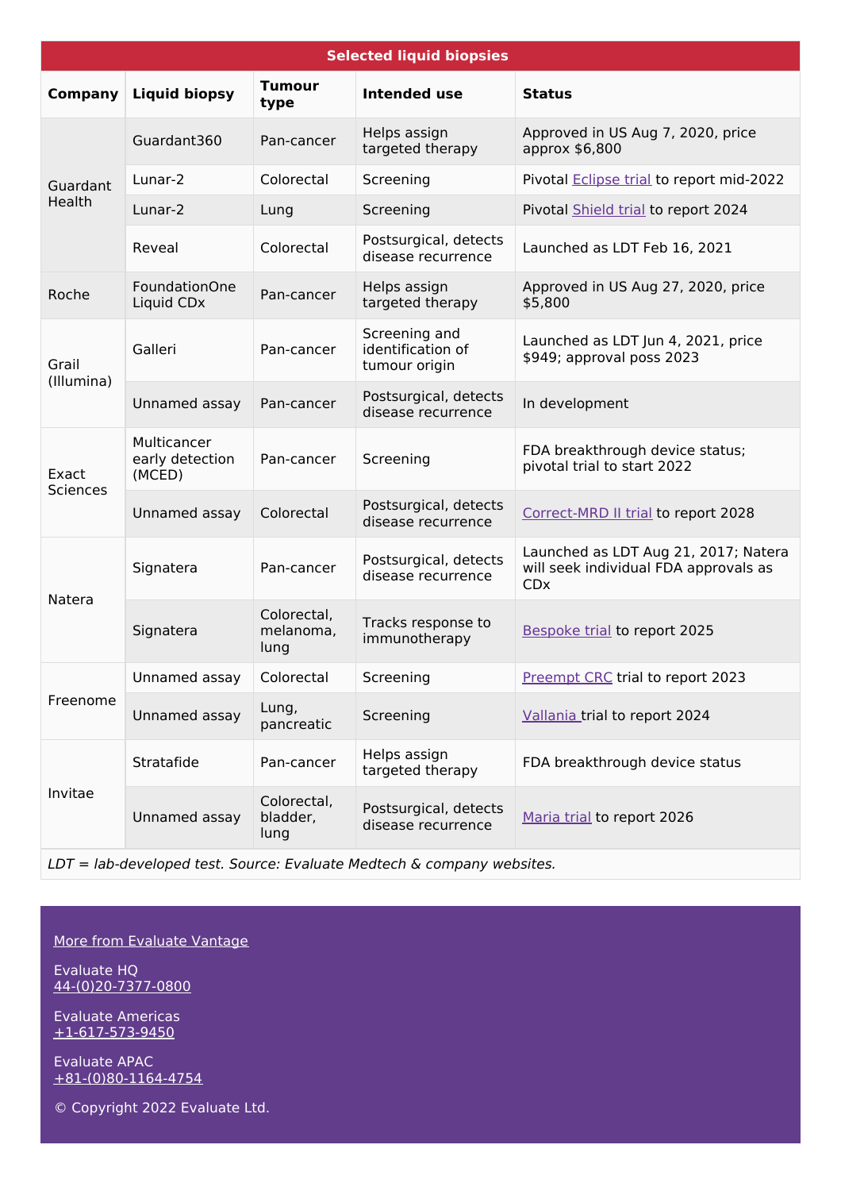| Selected liquid biopsies | | | | |
|---|---|---|---|---|
| **Company** | **Liquid biopsy** | **Tumour type** | **Intended use** | **Status** |
| Guardant Health | Guardant360 | Pan-cancer | Helps assign targeted therapy | Approved in US Aug 7, 2020, price approx $6,800 |
| | Lunar-2 | Colorectal | Screening | Pivotal Eclipse trial to report mid-2022 |
| | Lunar-2 | Lung | Screening | Pivotal Shield trial to report 2024 |
| | Reveal | Colorectal | Postsurgical, detects disease recurrence | Launched as LDT Feb 16, 2021 |
| Roche | FoundationOne Liquid CDx | Pan-cancer | Helps assign targeted therapy | Approved in US Aug 27, 2020, price $5,800 |
| Grail (Illumina) | Galleri | Pan-cancer | Screening and identification of tumour origin | Launched as LDT Jun 4, 2021, price $949; approval poss 2023 |
| | Unnamed assay | Pan-cancer | Postsurgical, detects disease recurrence | In development |
| Exact Sciences | Multicancer early detection (MCED) | Pan-cancer | Screening | FDA breakthrough device status; pivotal trial to start 2022 |
| | Unnamed assay | Colorectal | Postsurgical, detects disease recurrence | Correct-MRD II trial to report 2028 |
| Natera | Signatera | Pan-cancer | Postsurgical, detects disease recurrence | Launched as LDT Aug 21, 2017; Natera will seek individual FDA approvals as CDx |
| | Signatera | Colorectal, melanoma, lung | Tracks response to immunotherapy | Bespoke trial to report 2025 |
| Freenome | Unnamed assay | Colorectal | Screening | Preempt CRC trial to report 2023 |
| | Unnamed assay | Lung, pancreatic | Screening | Vallania trial to report 2024 |
| Invitae | Stratafide | Pan-cancer | Helps assign targeted therapy | FDA breakthrough device status |
| | Unnamed assay | Colorectal, bladder, lung | Postsurgical, detects disease recurrence | Maria trial to report 2026 |

*LDT = lab-developed test. Source: Evaluate Medtech & company websites.*

More from Evaluate Vantage

Evaluate HQ
44-(0)20-7377-0800

Evaluate Americas
+1-617-573-9450

Evaluate APAC
+81-(0)80-1164-4754

© Copyright 2022 Evaluate Ltd.